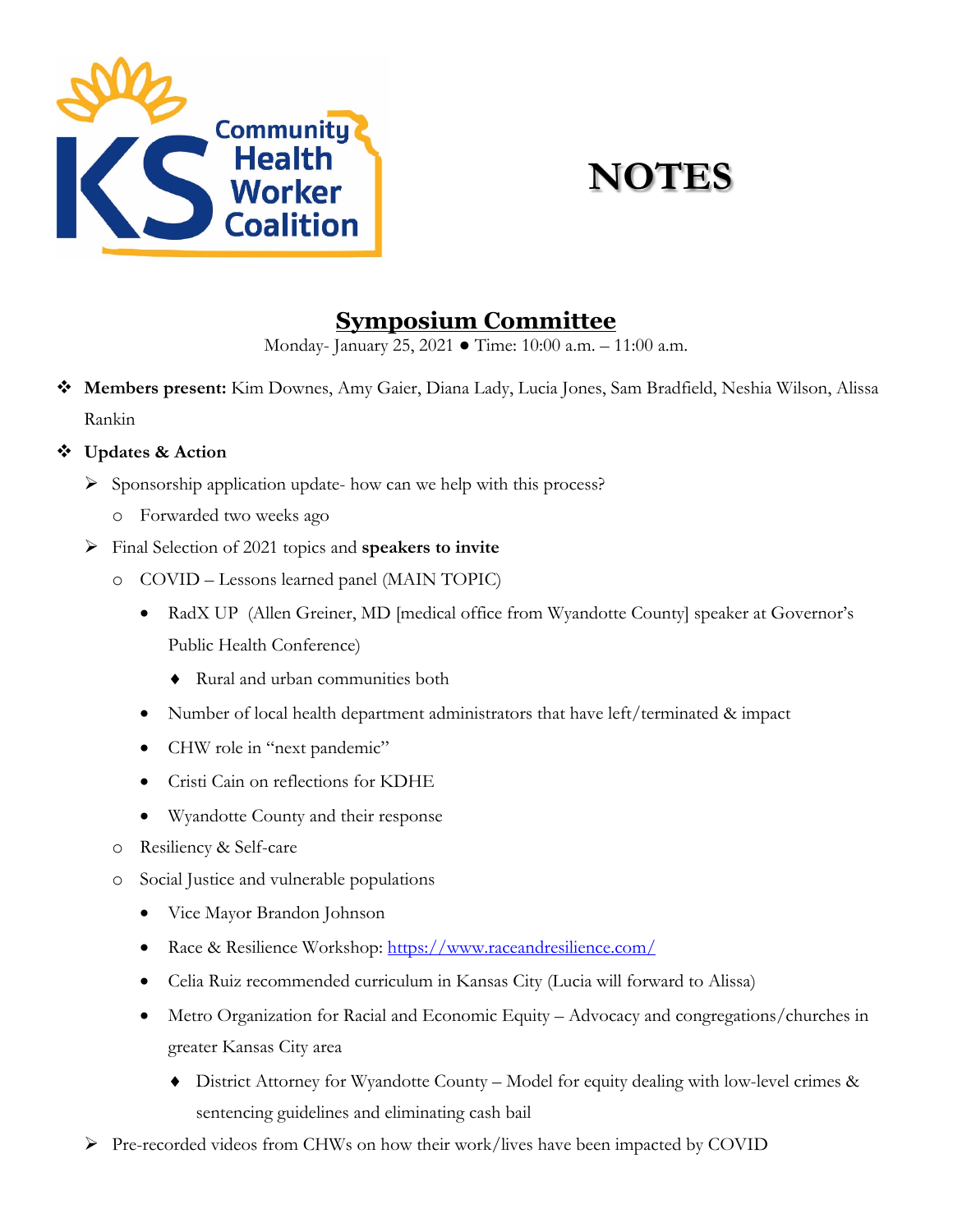KS Community Health Worker Coalition

# NOTES

## Symposium Committee

Monday- January 25, 2021 ● Time: 10:00 a.m. – 11:00 a.m.

- **Members present:** Kim Downes, Amy Gaier, Diana Lady, Lucia Jones, Sam Bradfield, Neshia Wilson, Alissa Rankin
- **Updates & Action**
  - Sponsorship application update- how can we help with this process?
    - Forwarded two weeks ago
  - Final Selection of 2021 topics and **speakers to invite**
    - COVID – Lessons learned panel (MAIN TOPIC)
      - RadX UP (Allen Greiner, MD [medical office from Wyandotte County] speaker at Governor's Public Health Conference)
        - Rural and urban communities both
      - Number of local health department administrators that have left/terminated & impact
      - CHW role in "next pandemic"
      - Cristi Cain on reflections for KDHE
      - Wyandotte County and their response
    - Resiliency & Self-care
    - Social Justice and vulnerable populations
      - Vice Mayor Brandon Johnson
      - Race & Resilience Workshop: https://www.raceandresilience.com/
      - Celia Ruiz recommended curriculum in Kansas City (Lucia will forward to Alissa)
      - Metro Organization for Racial and Economic Equity – Advocacy and congregations/churches in greater Kansas City area
        - District Attorney for Wyandotte County – Model for equity dealing with low-level crimes & sentencing guidelines and eliminating cash bail
  - Pre-recorded videos from CHWs on how their work/lives have been impacted by COVID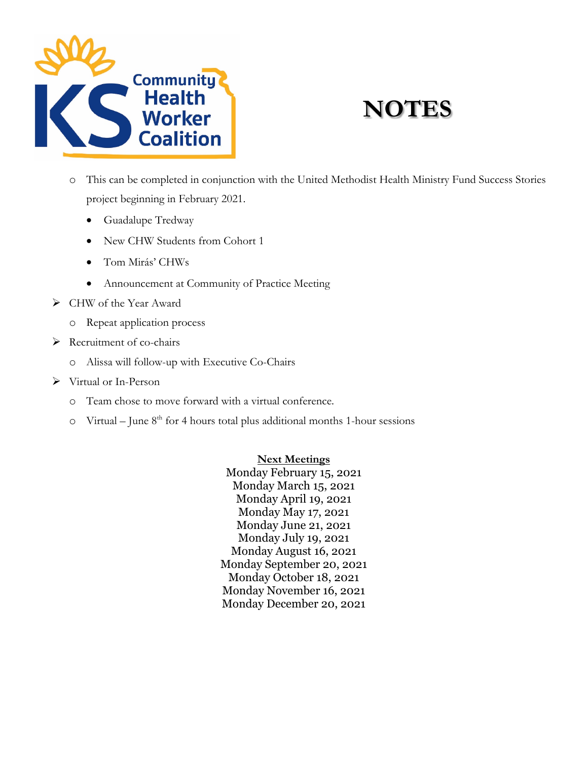# NOTES

- This can be completed in conjunction with the United Methodist Health Ministry Fund Success Stories project beginning in February 2021.
  - Guadalupe Tredway
  - New CHW Students from Cohort 1
  - Tom Mirás' CHWs
  - Announcement at Community of Practice Meeting

- CHW of the Year Award
  - Repeat application process
- Recruitment of co-chairs
  - Alissa will follow-up with Executive Co-Chairs
- Virtual or In-Person
  - Team chose to move forward with a virtual conference.
  - Virtual – June 8th for 4 hours total plus additional months 1-hour sessions

**Next Meetings**

Monday February 15, 2021
Monday March 15, 2021
Monday April 19, 2021
Monday May 17, 2021
Monday June 21, 2021
Monday July 19, 2021
Monday August 16, 2021
Monday September 20, 2021
Monday October 18, 2021
Monday November 16, 2021
Monday December 20, 2021